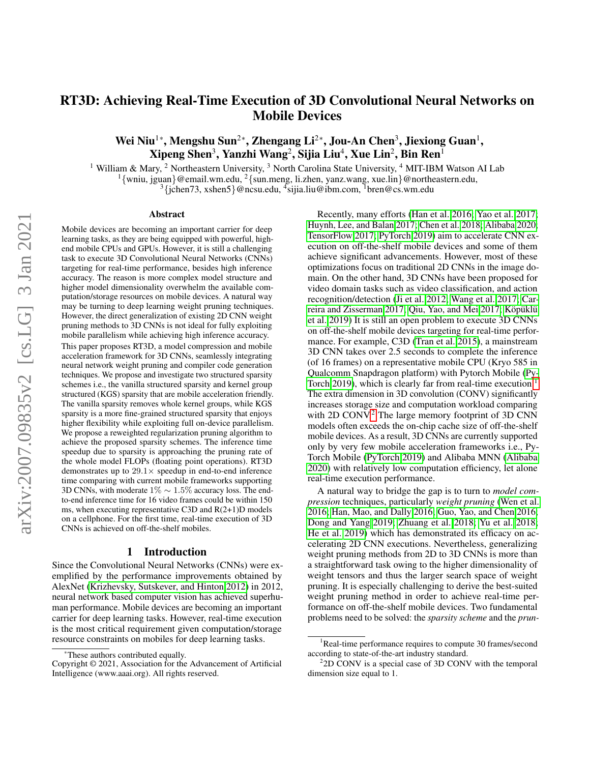# RT3D: Achieving Real-Time Execution of 3D Convolutional Neural Networks on Mobile Devices

**Wei Niu[1]*, Mengshu Sun[2]*, Zhengang Li[2]*, Jou-An Chen[3], Jiexiong Guan[1], Xipeng Shen[3], Yanzhi Wang[2], Sijia Liu[4], Xue Lin[2], Bin Ren[1]**

[1] William & Mary, [2] Northeastern University, [3] North Carolina State University, [4] MIT-IBM Watson AI Lab
[1]{wniu, jguan}@email.wm.edu, [2]{sun.meng, li.zhen, yanz.wang, xue.lin}@northeastern.edu,
[3]{jchen73, xshen5}@ncsu.edu, [4]sijia.liu@ibm.com, [1]bren@cs.wm.edu

## Abstract

Mobile devices are becoming an important carrier for deep learning tasks, as they are being equipped with powerful, high-end mobile CPUs and GPUs. However, it is still a challenging task to execute 3D Convolutional Neural Networks (CNNs) targeting for real-time performance, besides high inference accuracy. The reason is more complex model structure and higher model dimensionality overwhelm the available computation/storage resources on mobile devices. A natural way may be turning to deep learning weight pruning techniques. However, the direct generalization of existing 2D CNN weight pruning methods to 3D CNNs is not ideal for fully exploiting mobile parallelism while achieving high inference accuracy.

This paper proposes RT3D, a model compression and mobile acceleration framework for 3D CNNs, seamlessly integrating neural network weight pruning and compiler code generation techniques. We propose and investigate two structured sparsity schemes i.e., the vanilla structured sparsity and kernel group structured (KGS) sparsity that are mobile acceleration friendly. The vanilla sparsity removes whole kernel groups, while KGS sparsity is a more fine-grained structured sparsity that enjoys higher flexibility while exploiting full on-device parallelism. We propose a reweighted regularization pruning algorithm to achieve the proposed sparsity schemes. The inference time speedup due to sparsity is approaching the pruning rate of the whole model FLOPs (floating point operations). RT3D demonstrates up to $29.1\times$ speedup in end-to-end inference time comparing with current mobile frameworks supporting 3D CNNs, with moderate $1\% \sim 1.5\%$ accuracy loss. The end-to-end inference time for 16 video frames could be within 150 ms, when executing representative C3D and R(2+1)D models on a cellphone. For the first time, real-time execution of 3D CNNs is achieved on off-the-shelf mobiles.

## 1 Introduction

Since the Convolutional Neural Networks (CNNs) were exemplified by the performance improvements obtained by AlexNet (Krizhevsky, Sutskever, and Hinton 2012) in 2012, neural network based computer vision has achieved superhuman performance. Mobile devices are becoming an important carrier for deep learning tasks. However, real-time execution is the most critical requirement given computation/storage resource constraints on mobiles for deep learning tasks.

Recently, many efforts (Han et al. 2016; Yao et al. 2017; Huynh, Lee, and Balan 2017; Chen et al. 2018; Alibaba 2020; TensorFlow 2017; PyTorch 2019) aim to accelerate CNN execution on off-the-shelf mobile devices and some of them achieve significant advancements. However, most of these optimizations focus on traditional 2D CNNs in the image domain. On the other hand, 3D CNNs have been proposed for video domain tasks such as video classification, and action recognition/detection (Ji et al. 2012; Wang et al. 2017; Carreira and Zisserman 2017; Qiu, Yao, and Mei 2017; Köpüklü et al. 2019) It is still an open problem to execute 3D CNNs on off-the-shelf mobile devices targeting for real-time performance. For example, C3D (Tran et al. 2015), a mainstream 3D CNN takes over 2.5 seconds to complete the inference (of 16 frames) on a representative mobile CPU (Kryo 585 in Qualcomm Snapdragon platform) with Pytorch Mobile (PyTorch 2019), which is clearly far from real-time execution.[1] The extra dimension in 3D convolution (CONV) significantly increases storage size and computation workload comparing with 2D CONV.[2] The large memory footprint of 3D CNN models often exceeds the on-chip cache size of off-the-shelf mobile devices. As a result, 3D CNNs are currently supported only by very few mobile acceleration frameworks i.e., PyTorch Mobile (PyTorch 2019) and Alibaba MNN (Alibaba 2020) with relatively low computation efficiency, let alone real-time execution performance.

A natural way to bridge the gap is to turn to *model compression* techniques, particularly *weight pruning* (Wen et al. 2016; Han, Mao, and Dally 2016; Guo, Yao, and Chen 2016; Dong and Yang 2019; Zhuang et al. 2018; Yu et al. 2018; He et al. 2019) which has demonstrated its efficacy on accelerating 2D CNN executions. Nevertheless, generalizing weight pruning methods from 2D to 3D CNNs is more than a straightforward task owing to the higher dimensionality of weight tensors and thus the larger search space of weight pruning. It is especially challenging to derive the best-suited weight pruning method in order to achieve real-time performance on off-the-shelf mobile devices. Two fundamental problems need to be solved: the *sparsity scheme* and the *prun-*

---

*These authors contributed equally.

Copyright © 2021, Association for the Advancement of Artificial Intelligence (www.aaai.org). All rights reserved.

[1] Real-time performance requires to compute 30 frames/second according to state-of-the-art industry standard.

[2] 2D CONV is a special case of 3D CONV with the temporal dimension size equal to 1.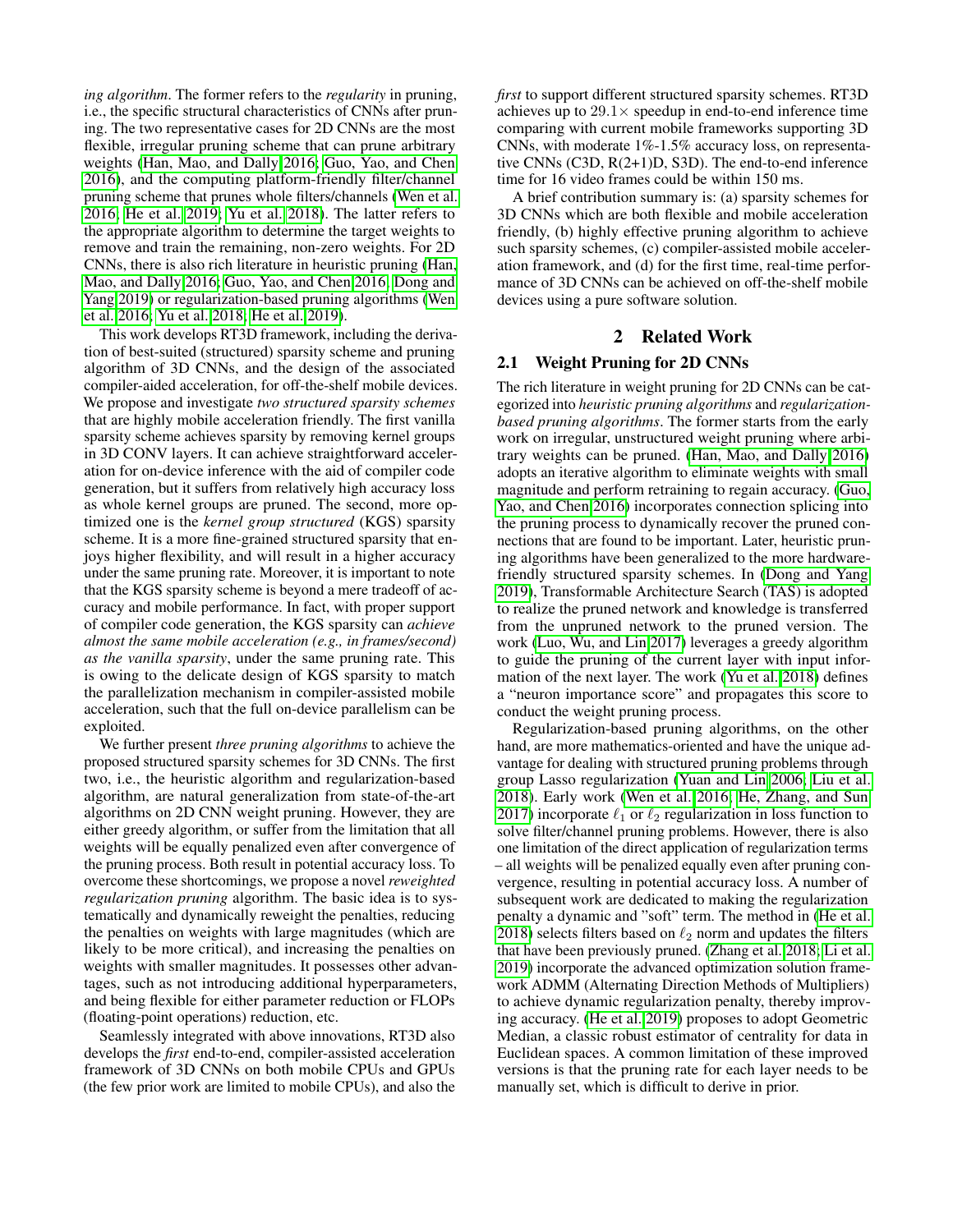*ing algorithm*. The former refers to the *regularity* in pruning, i.e., the specific structural characteristics of CNNs after pruning. The two representative cases for 2D CNNs are the most flexible, irregular pruning scheme that can prune arbitrary weights (Han, Mao, and Dally 2016; Guo, Yao, and Chen 2016), and the computing platform-friendly filter/channel pruning scheme that prunes whole filters/channels (Wen et al. 2016; He et al. 2019; Yu et al. 2018). The latter refers to the appropriate algorithm to determine the target weights to remove and train the remaining, non-zero weights. For 2D CNNs, there is also rich literature in heuristic pruning (Han, Mao, and Dally 2016; Guo, Yao, and Chen 2016; Dong and Yang 2019) or regularization-based pruning algorithms (Wen et al. 2016; Yu et al. 2018; He et al. 2019).

This work develops RT3D framework, including the derivation of best-suited (structured) sparsity scheme and pruning algorithm of 3D CNNs, and the design of the associated compiler-aided acceleration, for off-the-shelf mobile devices. We propose and investigate *two structured sparsity schemes* that are highly mobile acceleration friendly. The first vanilla sparsity scheme achieves sparsity by removing kernel groups in 3D CONV layers. It can achieve straightforward acceleration for on-device inference with the aid of compiler code generation, but it suffers from relatively high accuracy loss as whole kernel groups are pruned. The second, more optimized one is the *kernel group structured* (KGS) sparsity scheme. It is a more fine-grained structured sparsity that enjoys higher flexibility, and will result in a higher accuracy under the same pruning rate. Moreover, it is important to note that the KGS sparsity scheme is beyond a mere tradeoff of accuracy and mobile performance. In fact, with proper support of compiler code generation, the KGS sparsity can *achieve almost the same mobile acceleration (e.g., in frames/second) as the vanilla sparsity*, under the same pruning rate. This is owing to the delicate design of KGS sparsity to match the parallelization mechanism in compiler-assisted mobile acceleration, such that the full on-device parallelism can be exploited.

We further present *three pruning algorithms* to achieve the proposed structured sparsity schemes for 3D CNNs. The first two, i.e., the heuristic algorithm and regularization-based algorithm, are natural generalization from state-of-the-art algorithms on 2D CNN weight pruning. However, they are either greedy algorithm, or suffer from the limitation that all weights will be equally penalized even after convergence of the pruning process. Both result in potential accuracy loss. To overcome these shortcomings, we propose a novel *reweighted regularization pruning* algorithm. The basic idea is to systematically and dynamically reweight the penalties, reducing the penalties on weights with large magnitudes (which are likely to be more critical), and increasing the penalties on weights with smaller magnitudes. It possesses other advantages, such as not introducing additional hyperparameters, and being flexible for either parameter reduction or FLOPs (floating-point operations) reduction, etc.

Seamlessly integrated with above innovations, RT3D also develops the *first* end-to-end, compiler-assisted acceleration framework of 3D CNNs on both mobile CPUs and GPUs (the few prior work are limited to mobile CPUs), and also the *first* to support different structured sparsity schemes. RT3D achieves up to $29.1\times$ speedup in end-to-end inference time comparing with current mobile frameworks supporting 3D CNNs, with moderate 1%-1.5% accuracy loss, on representative CNNs (C3D, R(2+1)D, S3D). The end-to-end inference time for 16 video frames could be within 150 ms.

A brief contribution summary is: (a) sparsity schemes for 3D CNNs which are both flexible and mobile acceleration friendly, (b) highly effective pruning algorithm to achieve such sparsity schemes, (c) compiler-assisted mobile acceleration framework, and (d) for the first time, real-time performance of 3D CNNs can be achieved on off-the-shelf mobile devices using a pure software solution.

## 2 Related Work

### 2.1 Weight Pruning for 2D CNNs

The rich literature in weight pruning for 2D CNNs can be categorized into *heuristic pruning algorithms* and *regularization-based pruning algorithms*. The former starts from the early work on irregular, unstructured weight pruning where arbitrary weights can be pruned. (Han, Mao, and Dally 2016) adopts an iterative algorithm to eliminate weights with small magnitude and perform retraining to regain accuracy. (Guo, Yao, and Chen 2016) incorporates connection splicing into the pruning process to dynamically recover the pruned connections that are found to be important. Later, heuristic pruning algorithms have been generalized to the more hardware-friendly structured sparsity schemes. In (Dong and Yang 2019), Transformable Architecture Search (TAS) is adopted to realize the pruned network and knowledge is transferred from the unpruned network to the pruned version. The work (Luo, Wu, and Lin 2017) leverages a greedy algorithm to guide the pruning of the current layer with input information of the next layer. The work (Yu et al. 2018) defines a "neuron importance score" and propagates this score to conduct the weight pruning process.

Regularization-based pruning algorithms, on the other hand, are more mathematics-oriented and have the unique advantage for dealing with structured pruning problems through group Lasso regularization (Yuan and Lin 2006; Liu et al. 2018). Early work (Wen et al. 2016; He, Zhang, and Sun 2017) incorporate $\ell_1$ or $\ell_2$ regularization in loss function to solve filter/channel pruning problems. However, there is also one limitation of the direct application of regularization terms – all weights will be penalized equally even after pruning convergence, resulting in potential accuracy loss. A number of subsequent work are dedicated to making the regularization penalty a dynamic and "soft" term. The method in (He et al. 2018) selects filters based on $\ell_2$ norm and updates the filters that have been previously pruned. (Zhang et al. 2018; Li et al. 2019) incorporate the advanced optimization solution framework ADMM (Alternating Direction Methods of Multipliers) to achieve dynamic regularization penalty, thereby improving accuracy. (He et al. 2019) proposes to adopt Geometric Median, a classic robust estimator of centrality for data in Euclidean spaces. A common limitation of these improved versions is that the pruning rate for each layer needs to be manually set, which is difficult to derive in prior.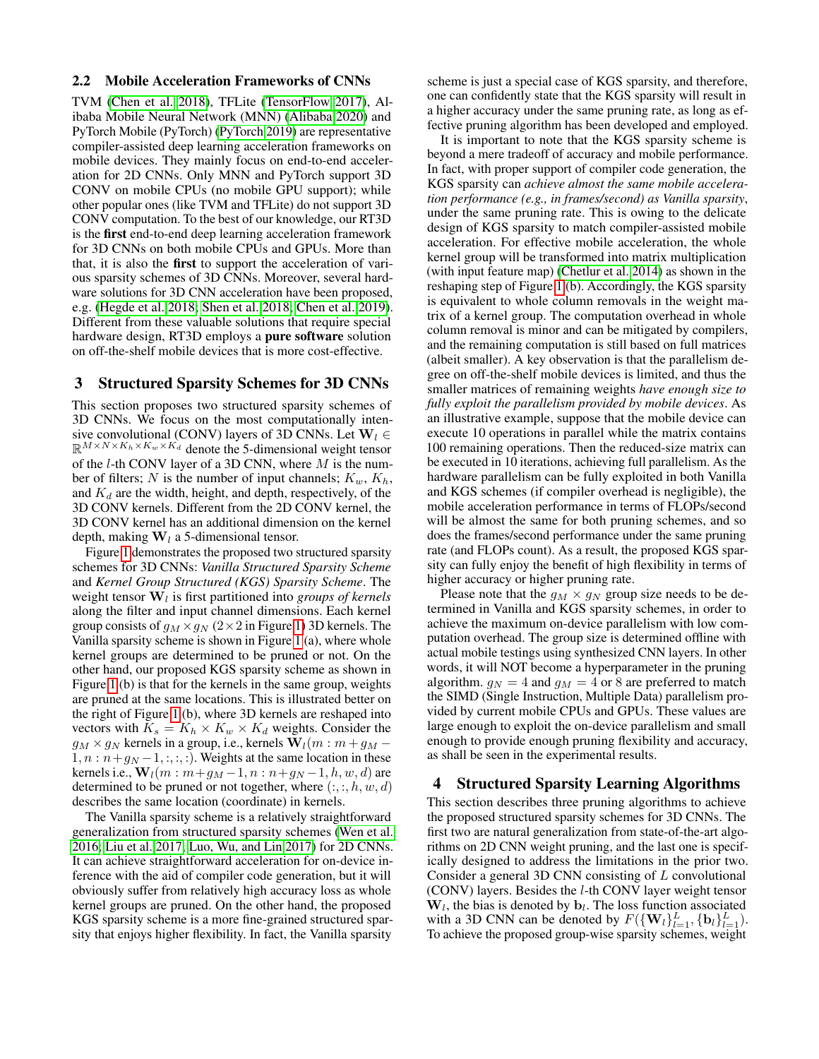### 2.2 Mobile Acceleration Frameworks of CNNs

TVM (Chen et al. 2018), TFLite (TensorFlow 2017), Alibaba Mobile Neural Network (MNN) (Alibaba 2020) and PyTorch Mobile (PyTorch) (PyTorch 2019) are representative compiler-assisted deep learning acceleration frameworks on mobile devices. They mainly focus on end-to-end acceleration for 2D CNNs. Only MNN and PyTorch support 3D CONV on mobile CPUs (no mobile GPU support); while other popular ones (like TVM and TFLite) do not support 3D CONV computation. To the best of our knowledge, our RT3D is the **first** end-to-end deep learning acceleration framework for 3D CNNs on both mobile CPUs and GPUs. More than that, it is also the **first** to support the acceleration of various sparsity schemes of 3D CNNs. Moreover, several hardware solutions for 3D CNN acceleration have been proposed, e.g. (Hegde et al. 2018; Shen et al. 2018; Chen et al. 2019). Different from these valuable solutions that require special hardware design, RT3D employs a **pure software** solution on off-the-shelf mobile devices that is more cost-effective.

## 3 Structured Sparsity Schemes for 3D CNNs

This section proposes two structured sparsity schemes of 3D CNNs. We focus on the most computationally intensive convolutional (CONV) layers of 3D CNNs. Let $\mathbf{W}_l \in \mathbb{R}^{M\times N\times K_h\times K_w\times K_d}$ denote the 5-dimensional weight tensor of the $l$-th CONV layer of a 3D CNN, where $M$ is the number of filters; $N$ is the number of input channels; $K_w$, $K_h$, and $K_d$ are the width, height, and depth, respectively, of the 3D CONV kernels. Different from the 2D CONV kernel, the 3D CONV kernel has an additional dimension on the kernel depth, making $\mathbf{W}_l$ a 5-dimensional tensor.

Figure 1 demonstrates the proposed two structured sparsity schemes for 3D CNNs: *Vanilla Structured Sparsity Scheme* and *Kernel Group Structured (KGS) Sparsity Scheme*. The weight tensor $\mathbf{W}_l$ is first partitioned into *groups of kernels* along the filter and input channel dimensions. Each kernel group consists of $g_M \times g_N$ ($2\times 2$ in Figure 1) 3D kernels. The Vanilla sparsity scheme is shown in Figure 1 (a), where whole kernel groups are determined to be pruned or not. On the other hand, our proposed KGS sparsity scheme as shown in Figure 1 (b) is that for the kernels in the same group, weights are pruned at the same locations. This is illustrated better on the right of Figure 1 (b), where 3D kernels are reshaped into vectors with $K_s = K_h \times K_w \times K_d$ weights. Consider the $g_M \times g_N$ kernels in a group, i.e., kernels $\mathbf{W}_l(m : m+g_M-1, n : n+g_N-1, :, :, :)$. Weights at the same location in these kernels i.e., $\mathbf{W}_l(m : m+g_M-1, n : n+g_N-1, h, w, d)$ are determined to be pruned or not together, where $(:, :, h, w, d)$ describes the same location (coordinate) in kernels.

The Vanilla sparsity scheme is a relatively straightforward generalization from structured sparsity schemes (Wen et al. 2016; Liu et al. 2017; Luo, Wu, and Lin 2017) for 2D CNNs. It can achieve straightforward acceleration for on-device inference with the aid of compiler code generation, but it will obviously suffer from relatively high accuracy loss as whole kernel groups are pruned. On the other hand, the proposed KGS sparsity scheme is a more fine-grained structured sparsity that enjoys higher flexibility. In fact, the Vanilla sparsity scheme is just a special case of KGS sparsity, and therefore, one can confidently state that the KGS sparsity will result in a higher accuracy under the same pruning rate, as long as effective pruning algorithm has been developed and employed.

It is important to note that the KGS sparsity scheme is beyond a mere tradeoff of accuracy and mobile performance. In fact, with proper support of compiler code generation, the KGS sparsity can *achieve almost the same mobile acceleration performance (e.g., in frames/second) as Vanilla sparsity*, under the same pruning rate. This is owing to the delicate design of KGS sparsity to match compiler-assisted mobile acceleration. For effective mobile acceleration, the whole kernel group will be transformed into matrix multiplication (with input feature map) (Chetlur et al. 2014) as shown in the reshaping step of Figure 1 (b). Accordingly, the KGS sparsity is equivalent to whole column removals in the weight matrix of a kernel group. The computation overhead in whole column removal is minor and can be mitigated by compilers, and the remaining computation is still based on full matrices (albeit smaller). A key observation is that the parallelism degree on off-the-shelf mobile devices is limited, and thus the smaller matrices of remaining weights *have enough size to fully exploit the parallelism provided by mobile devices*. As an illustrative example, suppose that the mobile device can execute 10 operations in parallel while the matrix contains 100 remaining operations. Then the reduced-size matrix can be executed in 10 iterations, achieving full parallelism. As the hardware parallelism can be fully exploited in both Vanilla and KGS schemes (if compiler overhead is negligible), the mobile acceleration performance in terms of FLOPs/second will be almost the same for both pruning schemes, and so does the frames/second performance under the same pruning rate (and FLOPs count). As a result, the proposed KGS sparsity can fully enjoy the benefit of high flexibility in terms of higher accuracy or higher pruning rate.

Please note that the $g_M \times g_N$ group size needs to be determined in Vanilla and KGS sparsity schemes, in order to achieve the maximum on-device parallelism with low computation overhead. The group size is determined offline with actual mobile testings using synthesized CNN layers. In other words, it will NOT become a hyperparameter in the pruning algorithm. $g_N = 4$ and $g_M = 4$ or $8$ are preferred to match the SIMD (Single Instruction, Multiple Data) parallelism provided by current mobile CPUs and GPUs. These values are large enough to exploit the on-device parallelism and small enough to provide enough pruning flexibility and accuracy, as shall be seen in the experimental results.

## 4 Structured Sparsity Learning Algorithms

This section describes three pruning algorithms to achieve the proposed structured sparsity schemes for 3D CNNs. The first two are natural generalization from state-of-the-art algorithms on 2D CNN weight pruning, and the last one is specifically designed to address the limitations in the prior two. Consider a general 3D CNN consisting of $L$ convolutional (CONV) layers. Besides the $l$-th CONV layer weight tensor $\mathbf{W}_l$, the bias is denoted by $\mathbf{b}_l$. The loss function associated with a 3D CNN can be denoted by $F(\{\mathbf{W}_l\}_{l=1}^L, \{\mathbf{b}_l\}_{l=1}^L)$. To achieve the proposed group-wise sparsity schemes, weight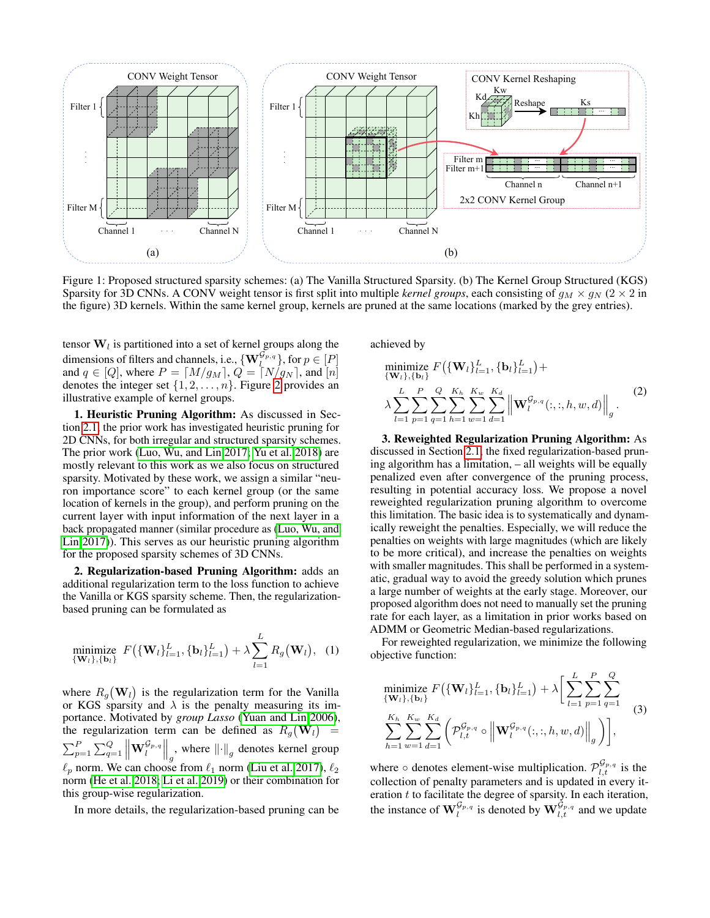Figure 1: Proposed structured sparsity schemes: (a) The Vanilla Structured Sparsity. (b) The Kernel Group Structured (KGS) Sparsity for 3D CNNs. A CONV weight tensor is first split into multiple *kernel groups*, each consisting of $g_M \times g_N$ ($2 \times 2$ in the figure) 3D kernels. Within the same kernel group, kernels are pruned at the same locations (marked by the grey entries).

tensor $\mathbf{W}_l$ is partitioned into a set of kernel groups along the dimensions of filters and channels, i.e., $\{\mathbf{W}_l^{\mathcal{G}_{p,q}}\}$, for $p \in [P]$ and $q \in [Q]$, where $P = \lceil M/g_M \rceil$, $Q = \lceil N/g_N \rceil$, and $[n]$ denotes the integer set $\{1, 2, \ldots, n\}$. Figure 2 provides an illustrative example of kernel groups.

**1. Heuristic Pruning Algorithm:** As discussed in Section 2.1, the prior work has investigated heuristic pruning for 2D CNNs, for both irregular and structured sparsity schemes. The prior work (Luo, Wu, and Lin 2017; Yu et al. 2018) are mostly relevant to this work as we also focus on structured sparsity. Motivated by these work, we assign a similar "neuron importance score" to each kernel group (or the same location of kernels in the group), and perform pruning on the current layer with input information of the next layer in a back propagated manner (similar procedure as (Luo, Wu, and Lin 2017)). This serves as our heuristic pruning algorithm for the proposed sparsity schemes of 3D CNNs.

**2. Regularization-based Pruning Algorithm:** adds an additional regularization term to the loss function to achieve the Vanilla or KGS sparsity scheme. Then, the regularization-based pruning can be formulated as

$$\underset{\{\mathbf{W}_l\},\{\mathbf{b}_l\}}{\text{minimize}} \ F\big(\{\mathbf{W}_l\}_{l=1}^L, \{\mathbf{b}_l\}_{l=1}^L\big) + \lambda \sum_{l=1}^{L} R_g(\mathbf{W}_l), \quad (1)$$

where $R_g(\mathbf{W}_l)$ is the regularization term for the Vanilla or KGS sparsity and $\lambda$ is the penalty measuring its importance. Motivated by *group Lasso* (Yuan and Lin 2006), the regularization term can be defined as $R_g(\mathbf{W}_l) = \sum_{p=1}^{P}\sum_{q=1}^{Q} \left\|\mathbf{W}_l^{\mathcal{G}_{p,q}}\right\|_g$, where $\|\cdot\|_g$ denotes kernel group $\ell_p$ norm. We can choose from $\ell_1$ norm (Liu et al. 2017), $\ell_2$ norm (He et al. 2018; Li et al. 2019) or their combination for this group-wise regularization.

In more details, the regularization-based pruning can be achieved by

$$\underset{\{\mathbf{W}_l\},\{\mathbf{b}_l\}}{\text{minimize}} \ F\big(\{\mathbf{W}_l\}_{l=1}^L, \{\mathbf{b}_l\}_{l=1}^L\big) + \lambda \sum_{l=1}^{L}\sum_{p=1}^{P}\sum_{q=1}^{Q}\sum_{h=1}^{K_h}\sum_{w=1}^{K_w}\sum_{d=1}^{K_d} \left\|\mathbf{W}_l^{\mathcal{G}_{p,q}}(:,:,h,w,d)\right\|_g . \quad (2)$$

**3. Reweighted Regularization Pruning Algorithm:** As discussed in Section 2.1, the fixed regularization-based pruning algorithm has a limitation, – all weights will be equally penalized even after convergence of the pruning process, resulting in potential accuracy loss. We propose a novel reweighted regularization pruning algorithm to overcome this limitation. The basic idea is to systematically and dynamically reweight the penalties. Especially, we will reduce the penalties on weights with large magnitudes (which are likely to be more critical), and increase the penalties on weights with smaller magnitudes. This shall be performed in a systematic, gradual way to avoid the greedy solution which prunes a large number of weights at the early stage. Moreover, our proposed algorithm does not need to manually set the pruning rate for each layer, as a limitation in prior works based on ADMM or Geometric Median-based regularizations.

For reweighted regularization, we minimize the following objective function:

$$\underset{\{\mathbf{W}_l\},\{\mathbf{b}_l\}}{\text{minimize}} \ F\big(\{\mathbf{W}_l\}_{l=1}^L, \{\mathbf{b}_l\}_{l=1}^L\big) + \lambda\Bigg[\sum_{l=1}^{L}\sum_{p=1}^{P}\sum_{q=1}^{Q} \sum_{h=1}^{K_h}\sum_{w=1}^{K_w}\sum_{d=1}^{K_d}\Big(\mathcal{P}_{l,t}^{\mathcal{G}_{p,q}} \circ \left\|\mathbf{W}_l^{\mathcal{G}_{p,q}}(:,:,h,w,d)\right\|_g\Big)\Bigg], \quad (3)$$

where $\circ$ denotes element-wise multiplication. $\mathcal{P}_{l,t}^{\mathcal{G}_{p,q}}$ is the collection of penalty parameters and is updated in every iteration $t$ to facilitate the degree of sparsity. In each iteration, the instance of $\mathbf{W}_l^{\mathcal{G}_{p,q}}$ is denoted by $\mathbf{W}_{l,t}^{\mathcal{G}_{p,q}}$ and we update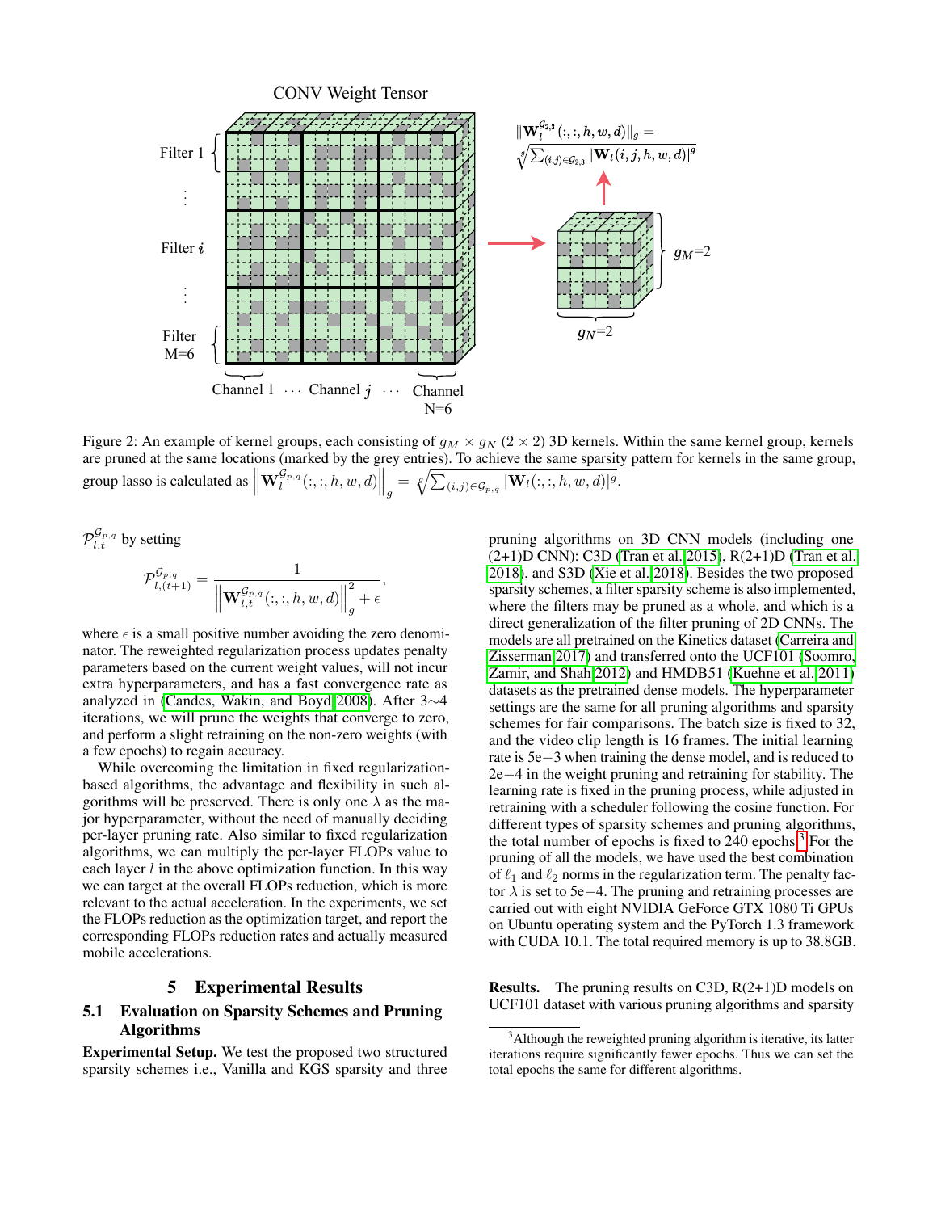Figure 2: An example of kernel groups, each consisting of $g_M \times g_N$ ($2 \times 2$) 3D kernels. Within the same kernel group, kernels are pruned at the same locations (marked by the grey entries). To achieve the same sparsity pattern for kernels in the same group, group lasso is calculated as $\left\|\mathbf{W}_l^{\mathcal{G}_{p,q}}(:,:,h,w,d)\right\|_g = \sqrt[g]{\sum_{(i,j)\in\mathcal{G}_{p,q}} |\mathbf{W}_l(:,:,h,w,d)|^g}$.

$\mathcal{P}_{l,t}^{\mathcal{G}_{p,q}}$ by setting

$$\mathcal{P}_{l,(t+1)}^{\mathcal{G}_{p,q}} = \frac{1}{\left\|\mathbf{W}_{l,t}^{\mathcal{G}_{p,q}}(:,:,h,w,d)\right\|_g^2 + \epsilon},$$

where $\epsilon$ is a small positive number avoiding the zero denominator. The reweighted regularization process updates penalty parameters based on the current weight values, will not incur extra hyperparameters, and has a fast convergence rate as analyzed in (Candes, Wakin, and Boyd 2008). After 3∼4 iterations, we will prune the weights that converge to zero, and perform a slight retraining on the non-zero weights (with a few epochs) to regain accuracy.

While overcoming the limitation in fixed regularization-based algorithms, the advantage and flexibility in such algorithms will be preserved. There is only one $\lambda$ as the major hyperparameter, without the need of manually deciding per-layer pruning rate. Also similar to fixed regularization algorithms, we can multiply the per-layer FLOPs value to each layer $l$ in the above optimization function. In this way we can target at the overall FLOPs reduction, which is more relevant to the actual acceleration. In the experiments, we set the FLOPs reduction as the optimization target, and report the corresponding FLOPs reduction rates and actually measured mobile accelerations.

# 5 Experimental Results

## 5.1 Evaluation on Sparsity Schemes and Pruning Algorithms

**Experimental Setup.** We test the proposed two structured sparsity schemes i.e., Vanilla and KGS sparsity and three pruning algorithms on 3D CNN models (including one (2+1)D CNN): C3D (Tran et al. 2015), R(2+1)D (Tran et al. 2018), and S3D (Xie et al. 2018). Besides the two proposed sparsity schemes, a filter sparsity scheme is also implemented, where the filters may be pruned as a whole, and which is a direct generalization of the filter pruning of 2D CNNs. The models are all pretrained on the Kinetics dataset (Carreira and Zisserman 2017) and transferred onto the UCF101 (Soomro, Zamir, and Shah 2012) and HMDB51 (Kuehne et al. 2011) datasets as the pretrained dense models. The hyperparameter settings are the same for all pruning algorithms and sparsity schemes for fair comparisons. The batch size is fixed to 32, and the video clip length is 16 frames. The initial learning rate is 5e−3 when training the dense model, and is reduced to 2e−4 in the weight pruning and retraining for stability. The learning rate is fixed in the pruning process, while adjusted in retraining with a scheduler following the cosine function. For different types of sparsity schemes and pruning algorithms, the total number of epochs is fixed to 240 epochs.[3] For the pruning of all the models, we have used the best combination of $\ell_1$ and $\ell_2$ norms in the regularization term. The penalty factor $\lambda$ is set to 5e−4. The pruning and retraining processes are carried out with eight NVIDIA GeForce GTX 1080 Ti GPUs on Ubuntu operating system and the PyTorch 1.3 framework with CUDA 10.1. The total required memory is up to 38.8GB.

**Results.** The pruning results on C3D, R(2+1)D models on UCF101 dataset with various pruning algorithms and sparsity

[3] Although the reweighted pruning algorithm is iterative, its latter iterations require significantly fewer epochs. Thus we can set the total epochs the same for different algorithms.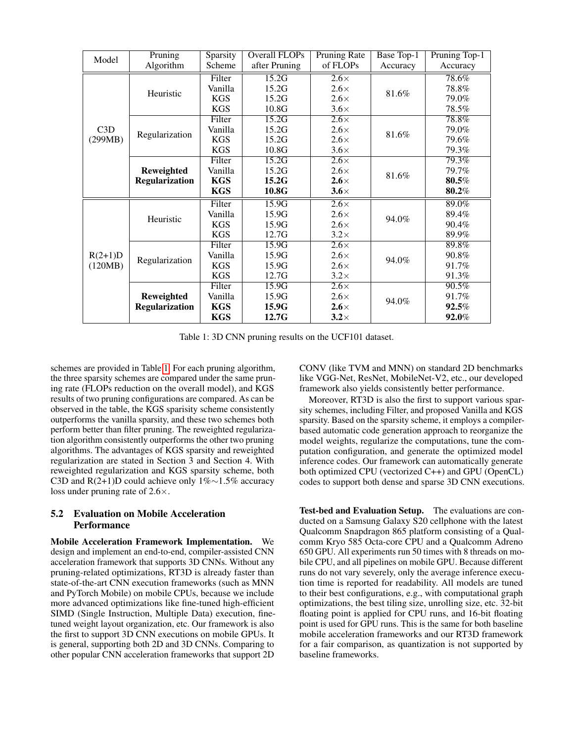| Model | Pruning Algorithm | Sparsity Scheme | Overall FLOPs after Pruning | Pruning Rate of FLOPs | Base Top-1 Accuracy | Pruning Top-1 Accuracy |
|---|---|---|---|---|---|---|
| C3D (299MB) | Heuristic | Filter | 15.2G | 2.6× | 81.6% | 78.6% |
| | | Vanilla | 15.2G | 2.6× | | 78.8% |
| | | KGS | 15.2G | 2.6× | | 79.0% |
| | | KGS | 10.8G | 3.6× | | 78.5% |
| | Regularization | Filter | 15.2G | 2.6× | 81.6% | 78.8% |
| | | Vanilla | 15.2G | 2.6× | | 79.0% |
| | | KGS | 15.2G | 2.6× | | 79.6% |
| | | KGS | 10.8G | 3.6× | | 79.3% |
| | **Reweighted Regularization** | Filter | 15.2G | 2.6× | 81.6% | 79.3% |
| | | Vanilla | 15.2G | 2.6× | | 79.7% |
| | | **KGS** | **15.2G** | **2.6**× | | **80.5**% |
| | | **KGS** | **10.8G** | **3.6**× | | **80.2**% |
| R(2+1)D (120MB) | Heuristic | Filter | 15.9G | 2.6× | 94.0% | 89.0% |
| | | Vanilla | 15.9G | 2.6× | | 89.4% |
| | | KGS | 15.9G | 2.6× | | 90.4% |
| | | KGS | 12.7G | 3.2× | | 89.9% |
| | Regularization | Filter | 15.9G | 2.6× | 94.0% | 89.8% |
| | | Vanilla | 15.9G | 2.6× | | 90.8% |
| | | KGS | 15.9G | 2.6× | | 91.7% |
| | | KGS | 12.7G | 3.2× | | 91.3% |
| | **Reweighted Regularization** | Filter | 15.9G | 2.6× | 94.0% | 90.5% |
| | | Vanilla | 15.9G | 2.6× | | 91.7% |
| | | **KGS** | **15.9G** | **2.6**× | | **92.5**% |
| | | **KGS** | **12.7G** | **3.2**× | | **92.0**% |

Table 1: 3D CNN pruning results on the UCF101 dataset.

schemes are provided in Table 1. For each pruning algorithm, the three sparsity schemes are compared under the same pruning rate (FLOPs reduction on the overall model), and KGS results of two pruning configurations are compared. As can be observed in the table, the KGS sparisity scheme consistently outperforms the vanilla sparsity, and these two schemes both perform better than filter pruning. The reweighted regularization algorithm consistently outperforms the other two pruning algorithms. The advantages of KGS sparsity and reweighted regularization are stated in Section 3 and Section 4. With reweighted regularization and KGS sparsity scheme, both C3D and R(2+1)D could achieve only 1%∼1.5% accuracy loss under pruning rate of 2.6×.

### 5.2 Evaluation on Mobile Acceleration Performance

**Mobile Acceleration Framework Implementation.** We design and implement an end-to-end, compiler-assisted CNN acceleration framework that supports 3D CNNs. Without any pruning-related optimizations, RT3D is already faster than state-of-the-art CNN execution frameworks (such as MNN and PyTorch Mobile) on mobile CPUs, because we include more advanced optimizations like fine-tuned high-efficient SIMD (Single Instruction, Multiple Data) execution, fine-tuned weight layout organization, etc. Our framework is also the first to support 3D CNN executions on mobile GPUs. It is general, supporting both 2D and 3D CNNs. Comparing to other popular CNN acceleration frameworks that support 2D CONV (like TVM and MNN) on standard 2D benchmarks like VGG-Net, ResNet, MobileNet-V2, etc., our developed framework also yields consistently better performance.

Moreover, RT3D is also the first to support various sparsity schemes, including Filter, and proposed Vanilla and KGS sparsity. Based on the sparsity scheme, it employs a compiler-based automatic code generation approach to reorganize the model weights, regularize the computations, tune the computation configuration, and generate the optimized model inference codes. Our framework can automatically generate both optimized CPU (vectorized C++) and GPU (OpenCL) codes to support both dense and sparse 3D CNN executions.

**Test-bed and Evaluation Setup.** The evaluations are conducted on a Samsung Galaxy S20 cellphone with the latest Qualcomm Snapdragon 865 platform consisting of a Qualcomm Kryo 585 Octa-core CPU and a Qualcomm Adreno 650 GPU. All experiments run 50 times with 8 threads on mobile CPU, and all pipelines on mobile GPU. Because different runs do not vary severely, only the average inference execution time is reported for readability. All models are tuned to their best configurations, e.g., with computational graph optimizations, the best tiling size, unrolling size, etc. 32-bit floating point is applied for CPU runs, and 16-bit floating point is used for GPU runs. This is the same for both baseline mobile acceleration frameworks and our RT3D framework for a fair comparison, as quantization is not supported by baseline frameworks.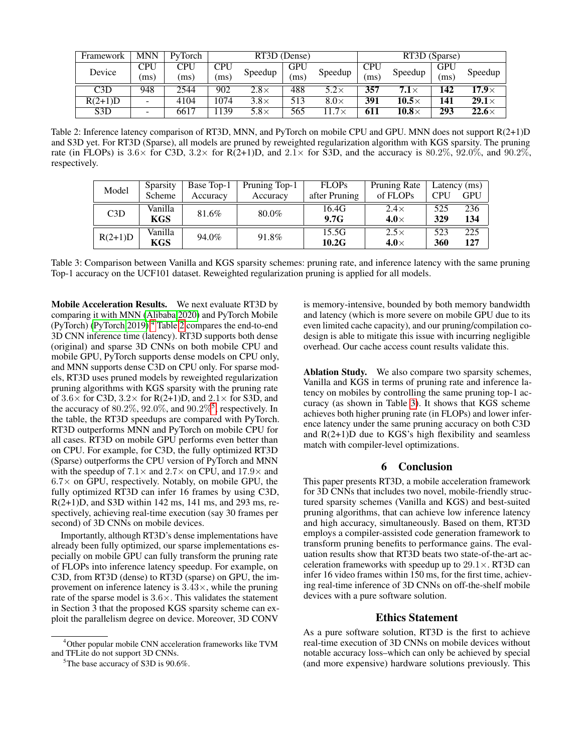| Framework | MNN | PyTorch | RT3D (Dense) | | | | RT3D (Sparse) | | | |
|---|---|---|---|---|---|---|---|---|---|---|
| Device | CPU (ms) | CPU (ms) | CPU (ms) | Speedup | GPU (ms) | Speedup | CPU (ms) | Speedup | GPU (ms) | Speedup |
| C3D | 948 | 2544 | 902 | 2.8× | 488 | 5.2× | **357** | **7.1×** | **142** | **17.9×** |
| R(2+1)D | - | 4104 | 1074 | 3.8× | 513 | 8.0× | **391** | **10.5×** | **141** | **29.1×** |
| S3D | - | 6617 | 1139 | 5.8× | 565 | 11.7× | **611** | **10.8×** | **293** | **22.6×** |

Table 2: Inference latency comparison of RT3D, MNN, and PyTorch on mobile CPU and GPU. MNN does not support R(2+1)D and S3D yet. For RT3D (Sparse), all models are pruned by reweighted regularization algorithm with KGS sparsity. The pruning rate (in FLOPs) is $3.6\times$ for C3D, $3.2\times$ for R(2+1)D, and $2.1\times$ for S3D, and the accuracy is $80.2\%$, $92.0\%$, and $90.2\%$, respectively.

| Model | Sparsity Scheme | Base Top-1 Accuracy | Pruning Top-1 Accuracy | FLOPs after Pruning | Pruning Rate of FLOPs | Latency (ms) CPU | Latency (ms) GPU |
|---|---|---|---|---|---|---|---|
| C3D | Vanilla | 81.6% | 80.0% | 16.4G | 2.4× | 525 | 236 |
| | **KGS** | | | **9.7G** | **4.0×** | **329** | **134** |
| R(2+1)D | Vanilla | 94.0% | 91.8% | 15.5G | 2.5× | 523 | 225 |
| | **KGS** | | | **10.2G** | **4.0×** | **360** | **127** |

Table 3: Comparison between Vanilla and KGS sparsity schemes: pruning rate, and inference latency with the same pruning Top-1 accuracy on the UCF101 dataset. Reweighted regularization pruning is applied for all models.

**Mobile Acceleration Results.** We next evaluate RT3D by comparing it with MNN (Alibaba 2020) and PyTorch Mobile (PyTorch) (PyTorch 2019).[4] Table 2 compares the end-to-end 3D CNN inference time (latency). RT3D supports both dense (original) and sparse 3D CNNs on both mobile CPU and mobile GPU, PyTorch supports dense models on CPU only, and MNN supports dense C3D on CPU only. For sparse models, RT3D uses pruned models by reweighted regularization pruning algorithms with KGS sparsity with the pruning rate of $3.6\times$ for C3D, $3.2\times$ for R(2+1)D, and $2.1\times$ for S3D, and the accuracy of $80.2\%$, $92.0\%$, and $90.2\%$[5], respectively. In the table, the RT3D speedups are compared with PyTorch. RT3D outperforms MNN and PyTorch on mobile CPU for all cases. RT3D on mobile GPU performs even better than on CPU. For example, for C3D, the fully optimized RT3D (Sparse) outperforms the CPU version of PyTorch and MNN with the speedup of $7.1\times$ and $2.7\times$ on CPU, and $17.9\times$ and $6.7\times$ on GPU, respectively. Notably, on mobile GPU, the fully optimized RT3D can infer 16 frames by using C3D, R(2+1)D, and S3D within 142 ms, 141 ms, and 293 ms, respectively, achieving real-time execution (say 30 frames per second) of 3D CNNs on mobile devices.

Importantly, although RT3D's dense implementations have already been fully optimized, our sparse implementations especially on mobile GPU can fully transform the pruning rate of FLOPs into inference latency speedup. For example, on C3D, from RT3D (dense) to RT3D (sparse) on GPU, the improvement on inference latency is $3.43\times$, while the pruning rate of the sparse model is $3.6\times$. This validates the statement in Section 3 that the proposed KGS sparsity scheme can exploit the parallelism degree on device. Moreover, 3D CONV is memory-intensive, bounded by both memory bandwidth and latency (which is more severe on mobile GPU due to its even limited cache capacity), and our pruning/compilation codesign is able to mitigate this issue with incurring negligible overhead. Our cache access count results validate this.

**Ablation Study.** We also compare two sparsity schemes, Vanilla and KGS in terms of pruning rate and inference latency on mobiles by controlling the same pruning top-1 accuracy (as shown in Table 3). It shows that KGS scheme achieves both higher pruning rate (in FLOPs) and lower inference latency under the same pruning accuracy on both C3D and R(2+1)D due to KGS's high flexibility and seamless match with compiler-level optimizations.

## 6 Conclusion

This paper presents RT3D, a mobile acceleration framework for 3D CNNs that includes two novel, mobile-friendly structured sparsity schemes (Vanilla and KGS) and best-suited pruning algorithms, that can achieve low inference latency and high accuracy, simultaneously. Based on them, RT3D employs a compiler-assisted code generation framework to transform pruning benefits to performance gains. The evaluation results show that RT3D beats two state-of-the-art acceleration frameworks with speedup up to $29.1\times$. RT3D can infer 16 video frames within 150 ms, for the first time, achieving real-time inference of 3D CNNs on off-the-shelf mobile devices with a pure software solution.

## Ethics Statement

As a pure software solution, RT3D is the first to achieve real-time execution of 3D CNNs on mobile devices without notable accuracy loss–which can only be achieved by special (and more expensive) hardware solutions previously. This

[4] Other popular mobile CNN acceleration frameworks like TVM and TFLite do not support 3D CNNs.

[5] The base accuracy of S3D is 90.6%.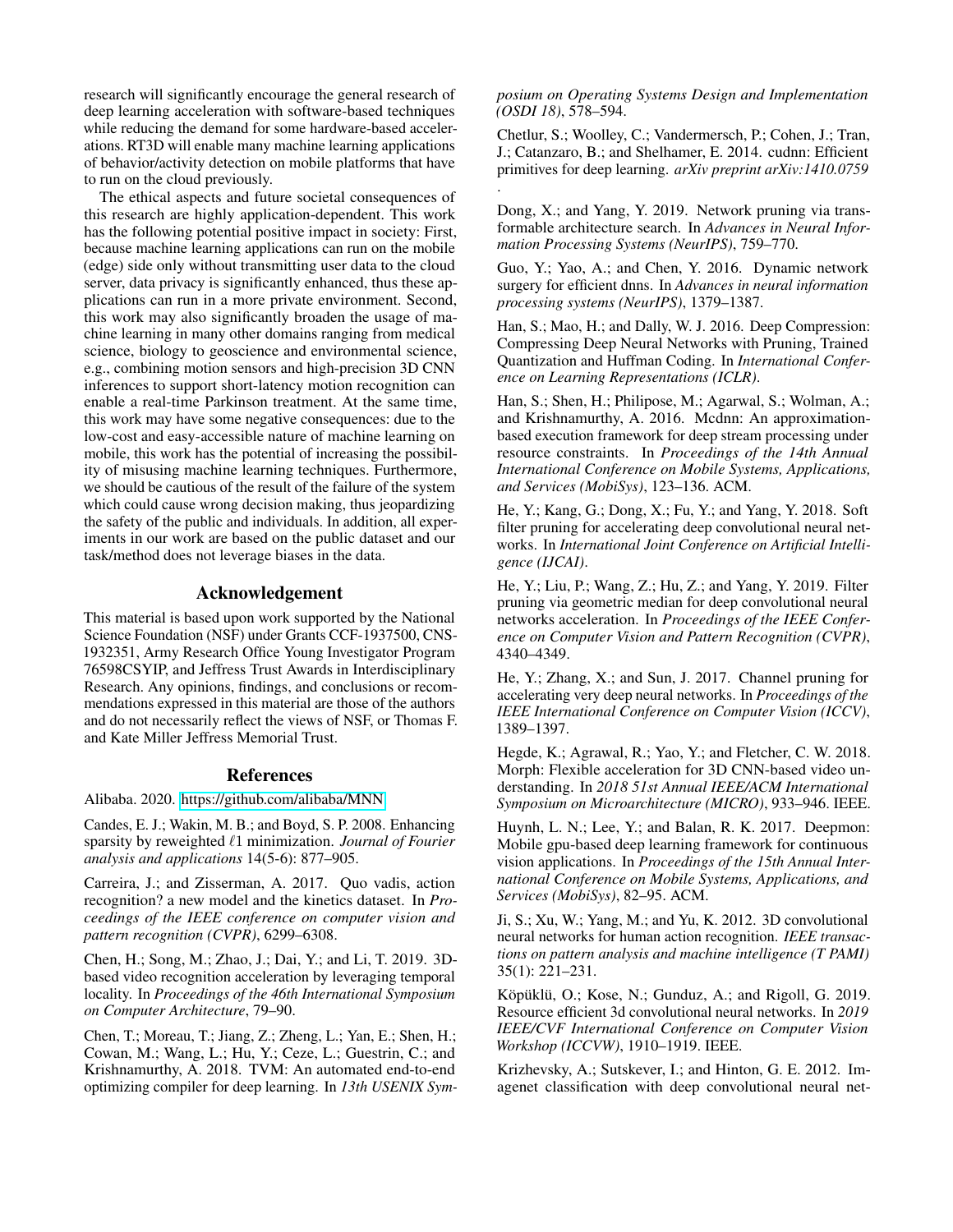research will significantly encourage the general research of deep learning acceleration with software-based techniques while reducing the demand for some hardware-based accelerations. RT3D will enable many machine learning applications of behavior/activity detection on mobile platforms that have to run on the cloud previously.

The ethical aspects and future societal consequences of this research are highly application-dependent. This work has the following potential positive impact in society: First, because machine learning applications can run on the mobile (edge) side only without transmitting user data to the cloud server, data privacy is significantly enhanced, thus these applications can run in a more private environment. Second, this work may also significantly broaden the usage of machine learning in many other domains ranging from medical science, biology to geoscience and environmental science, e.g., combining motion sensors and high-precision 3D CNN inferences to support short-latency motion recognition can enable a real-time Parkinson treatment. At the same time, this work may have some negative consequences: due to the low-cost and easy-accessible nature of machine learning on mobile, this work has the potential of increasing the possibility of misusing machine learning techniques. Furthermore, we should be cautious of the result of the failure of the system which could cause wrong decision making, thus jeopardizing the safety of the public and individuals. In addition, all experiments in our work are based on the public dataset and our task/method does not leverage biases in the data.

## Acknowledgement

This material is based upon work supported by the National Science Foundation (NSF) under Grants CCF-1937500, CNS-1932351, Army Research Office Young Investigator Program 76598CSYIP, and Jeffress Trust Awards in Interdisciplinary Research. Any opinions, findings, and conclusions or recommendations expressed in this material are those of the authors and do not necessarily reflect the views of NSF, or Thomas F. and Kate Miller Jeffress Memorial Trust.

## References

Alibaba. 2020. https://github.com/alibaba/MNN.

Candes, E. J.; Wakin, M. B.; and Boyd, S. P. 2008. Enhancing sparsity by reweighted $\ell1$ minimization. *Journal of Fourier analysis and applications* 14(5-6): 877–905.

Carreira, J.; and Zisserman, A. 2017. Quo vadis, action recognition? a new model and the kinetics dataset. In *Proceedings of the IEEE conference on computer vision and pattern recognition (CVPR)*, 6299–6308.

Chen, H.; Song, M.; Zhao, J.; Dai, Y.; and Li, T. 2019. 3D-based video recognition acceleration by leveraging temporal locality. In *Proceedings of the 46th International Symposium on Computer Architecture*, 79–90.

Chen, T.; Moreau, T.; Jiang, Z.; Zheng, L.; Yan, E.; Shen, H.; Cowan, M.; Wang, L.; Hu, Y.; Ceze, L.; Guestrin, C.; and Krishnamurthy, A. 2018. TVM: An automated end-to-end optimizing compiler for deep learning. In *13th USENIX Symposium on Operating Systems Design and Implementation (OSDI 18)*, 578–594.

Chetlur, S.; Woolley, C.; Vandermersch, P.; Cohen, J.; Tran, J.; Catanzaro, B.; and Shelhamer, E. 2014. cudnn: Efficient primitives for deep learning. *arXiv preprint arXiv:1410.0759* .

Dong, X.; and Yang, Y. 2019. Network pruning via transformable architecture search. In *Advances in Neural Information Processing Systems (NeurIPS)*, 759–770.

Guo, Y.; Yao, A.; and Chen, Y. 2016. Dynamic network surgery for efficient dnns. In *Advances in neural information processing systems (NeurIPS)*, 1379–1387.

Han, S.; Mao, H.; and Dally, W. J. 2016. Deep Compression: Compressing Deep Neural Networks with Pruning, Trained Quantization and Huffman Coding. In *International Conference on Learning Representations (ICLR)*.

Han, S.; Shen, H.; Philipose, M.; Agarwal, S.; Wolman, A.; and Krishnamurthy, A. 2016. Mcdnn: An approximation-based execution framework for deep stream processing under resource constraints. In *Proceedings of the 14th Annual International Conference on Mobile Systems, Applications, and Services (MobiSys)*, 123–136. ACM.

He, Y.; Kang, G.; Dong, X.; Fu, Y.; and Yang, Y. 2018. Soft filter pruning for accelerating deep convolutional neural networks. In *International Joint Conference on Artificial Intelligence (IJCAI)*.

He, Y.; Liu, P.; Wang, Z.; Hu, Z.; and Yang, Y. 2019. Filter pruning via geometric median for deep convolutional neural networks acceleration. In *Proceedings of the IEEE Conference on Computer Vision and Pattern Recognition (CVPR)*, 4340–4349.

He, Y.; Zhang, X.; and Sun, J. 2017. Channel pruning for accelerating very deep neural networks. In *Proceedings of the IEEE International Conference on Computer Vision (ICCV)*, 1389–1397.

Hegde, K.; Agrawal, R.; Yao, Y.; and Fletcher, C. W. 2018. Morph: Flexible acceleration for 3D CNN-based video understanding. In *2018 51st Annual IEEE/ACM International Symposium on Microarchitecture (MICRO)*, 933–946. IEEE.

Huynh, L. N.; Lee, Y.; and Balan, R. K. 2017. Deepmon: Mobile gpu-based deep learning framework for continuous vision applications. In *Proceedings of the 15th Annual International Conference on Mobile Systems, Applications, and Services (MobiSys)*, 82–95. ACM.

Ji, S.; Xu, W.; Yang, M.; and Yu, K. 2012. 3D convolutional neural networks for human action recognition. *IEEE transactions on pattern analysis and machine intelligence (T PAMI)* 35(1): 221–231.

Köpüklü, O.; Kose, N.; Gunduz, A.; and Rigoll, G. 2019. Resource efficient 3d convolutional neural networks. In *2019 IEEE/CVF International Conference on Computer Vision Workshop (ICCVW)*, 1910–1919. IEEE.

Krizhevsky, A.; Sutskever, I.; and Hinton, G. E. 2012. Imagenet classification with deep convolutional neural net-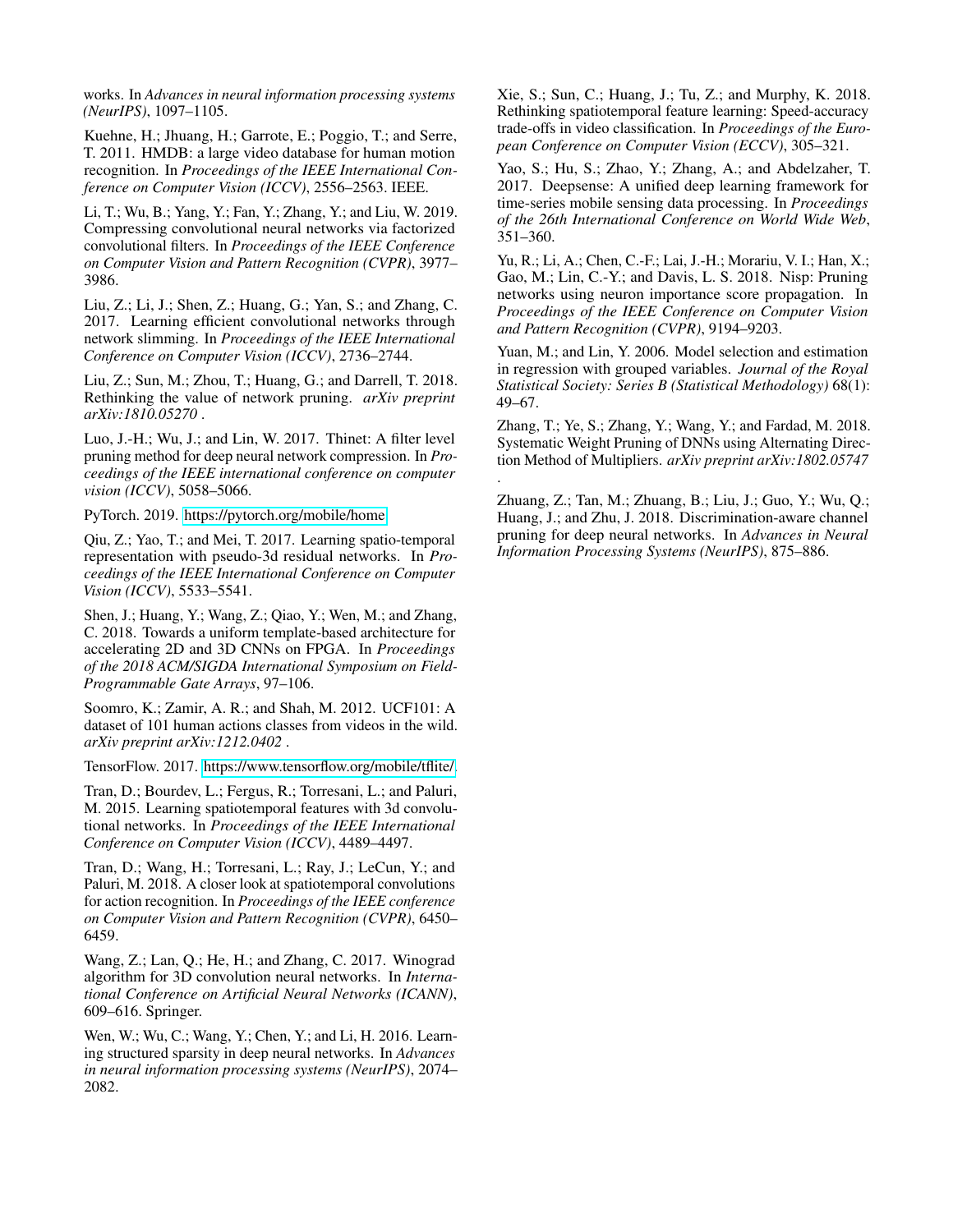works. In *Advances in neural information processing systems (NeurIPS)*, 1097–1105.

Kuehne, H.; Jhuang, H.; Garrote, E.; Poggio, T.; and Serre, T. 2011. HMDB: a large video database for human motion recognition. In *Proceedings of the IEEE International Conference on Computer Vision (ICCV)*, 2556–2563. IEEE.

Li, T.; Wu, B.; Yang, Y.; Fan, Y.; Zhang, Y.; and Liu, W. 2019. Compressing convolutional neural networks via factorized convolutional filters. In *Proceedings of the IEEE Conference on Computer Vision and Pattern Recognition (CVPR)*, 3977–3986.

Liu, Z.; Li, J.; Shen, Z.; Huang, G.; Yan, S.; and Zhang, C. 2017. Learning efficient convolutional networks through network slimming. In *Proceedings of the IEEE International Conference on Computer Vision (ICCV)*, 2736–2744.

Liu, Z.; Sun, M.; Zhou, T.; Huang, G.; and Darrell, T. 2018. Rethinking the value of network pruning. *arXiv preprint arXiv:1810.05270* .

Luo, J.-H.; Wu, J.; and Lin, W. 2017. Thinet: A filter level pruning method for deep neural network compression. In *Proceedings of the IEEE international conference on computer vision (ICCV)*, 5058–5066.

PyTorch. 2019. https://pytorch.org/mobile/home

Qiu, Z.; Yao, T.; and Mei, T. 2017. Learning spatio-temporal representation with pseudo-3d residual networks. In *Proceedings of the IEEE International Conference on Computer Vision (ICCV)*, 5533–5541.

Shen, J.; Huang, Y.; Wang, Z.; Qiao, Y.; Wen, M.; and Zhang, C. 2018. Towards a uniform template-based architecture for accelerating 2D and 3D CNNs on FPGA. In *Proceedings of the 2018 ACM/SIGDA International Symposium on Field-Programmable Gate Arrays*, 97–106.

Soomro, K.; Zamir, A. R.; and Shah, M. 2012. UCF101: A dataset of 101 human actions classes from videos in the wild. *arXiv preprint arXiv:1212.0402* .

TensorFlow. 2017. https://www.tensorflow.org/mobile/tflite/

Tran, D.; Bourdev, L.; Fergus, R.; Torresani, L.; and Paluri, M. 2015. Learning spatiotemporal features with 3d convolutional networks. In *Proceedings of the IEEE International Conference on Computer Vision (ICCV)*, 4489–4497.

Tran, D.; Wang, H.; Torresani, L.; Ray, J.; LeCun, Y.; and Paluri, M. 2018. A closer look at spatiotemporal convolutions for action recognition. In *Proceedings of the IEEE conference on Computer Vision and Pattern Recognition (CVPR)*, 6450–6459.

Wang, Z.; Lan, Q.; He, H.; and Zhang, C. 2017. Winograd algorithm for 3D convolution neural networks. In *International Conference on Artificial Neural Networks (ICANN)*, 609–616. Springer.

Wen, W.; Wu, C.; Wang, Y.; Chen, Y.; and Li, H. 2016. Learning structured sparsity in deep neural networks. In *Advances in neural information processing systems (NeurIPS)*, 2074–2082.

Xie, S.; Sun, C.; Huang, J.; Tu, Z.; and Murphy, K. 2018. Rethinking spatiotemporal feature learning: Speed-accuracy trade-offs in video classification. In *Proceedings of the European Conference on Computer Vision (ECCV)*, 305–321.

Yao, S.; Hu, S.; Zhao, Y.; Zhang, A.; and Abdelzaher, T. 2017. Deepsense: A unified deep learning framework for time-series mobile sensing data processing. In *Proceedings of the 26th International Conference on World Wide Web*, 351–360.

Yu, R.; Li, A.; Chen, C.-F.; Lai, J.-H.; Morariu, V. I.; Han, X.; Gao, M.; Lin, C.-Y.; and Davis, L. S. 2018. Nisp: Pruning networks using neuron importance score propagation. In *Proceedings of the IEEE Conference on Computer Vision and Pattern Recognition (CVPR)*, 9194–9203.

Yuan, M.; and Lin, Y. 2006. Model selection and estimation in regression with grouped variables. *Journal of the Royal Statistical Society: Series B (Statistical Methodology)* 68(1): 49–67.

Zhang, T.; Ye, S.; Zhang, Y.; Wang, Y.; and Fardad, M. 2018. Systematic Weight Pruning of DNNs using Alternating Direction Method of Multipliers. *arXiv preprint arXiv:1802.05747* .

Zhuang, Z.; Tan, M.; Zhuang, B.; Liu, J.; Guo, Y.; Wu, Q.; Huang, J.; and Zhu, J. 2018. Discrimination-aware channel pruning for deep neural networks. In *Advances in Neural Information Processing Systems (NeurIPS)*, 875–886.